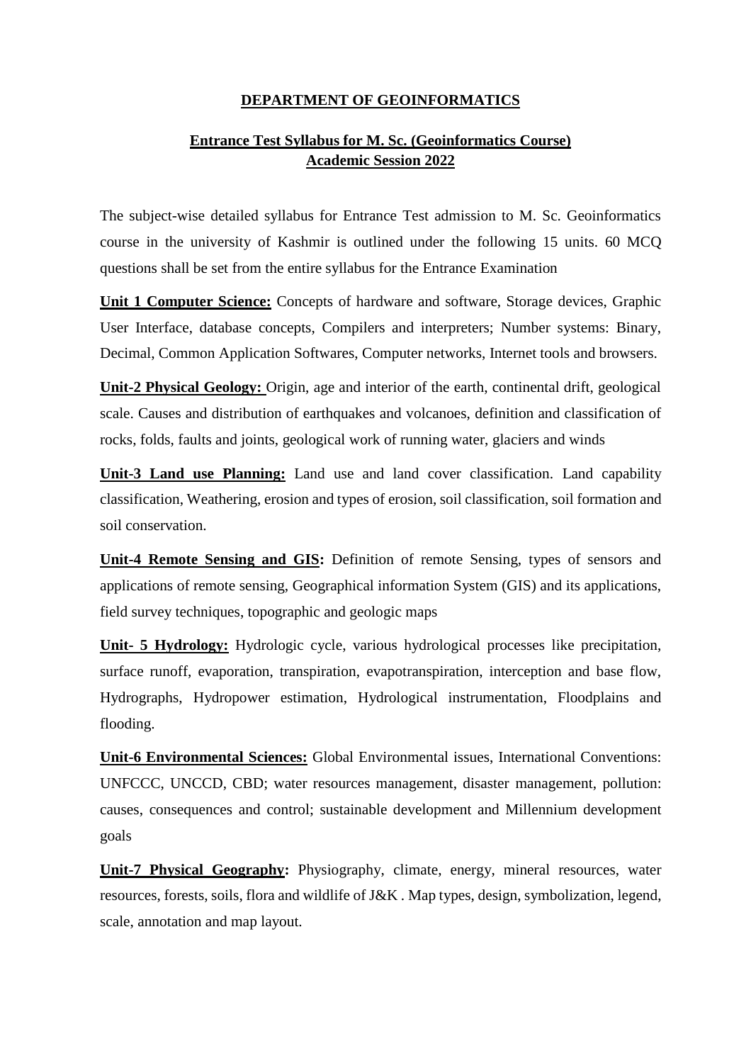# DEPARTMENT OF GEOINFORMATICS

## Entrance Test Syllabus for M. Sc. (Geoinformatics Course)
## Academic Session 2022

The subject-wise detailed syllabus for Entrance Test admission to M. Sc. Geoinformatics course in the university of Kashmir is outlined under the following 15 units. 60 MCQ questions shall be set from the entire syllabus for the Entrance Examination

**Unit 1 Computer Science:** Concepts of hardware and software, Storage devices, Graphic User Interface, database concepts, Compilers and interpreters; Number systems: Binary, Decimal, Common Application Softwares, Computer networks, Internet tools and browsers.

**Unit-2 Physical Geology:** Origin, age and interior of the earth, continental drift, geological scale. Causes and distribution of earthquakes and volcanoes, definition and classification of rocks, folds, faults and joints, geological work of running water, glaciers and winds

**Unit-3 Land use Planning:** Land use and land cover classification. Land capability classification, Weathering, erosion and types of erosion, soil classification, soil formation and soil conservation.

**Unit-4 Remote Sensing and GIS:** Definition of remote Sensing, types of sensors and applications of remote sensing, Geographical information System (GIS) and its applications, field survey techniques, topographic and geologic maps

**Unit- 5 Hydrology:** Hydrologic cycle, various hydrological processes like precipitation, surface runoff, evaporation, transpiration, evapotranspiration, interception and base flow, Hydrographs, Hydropower estimation, Hydrological instrumentation, Floodplains and flooding.

**Unit-6 Environmental Sciences:** Global Environmental issues, International Conventions: UNFCCC, UNCCD, CBD; water resources management, disaster management, pollution: causes, consequences and control; sustainable development and Millennium development goals

**Unit-7 Physical Geography:** Physiography, climate, energy, mineral resources, water resources, forests, soils, flora and wildlife of J&K . Map types, design, symbolization, legend, scale, annotation and map layout.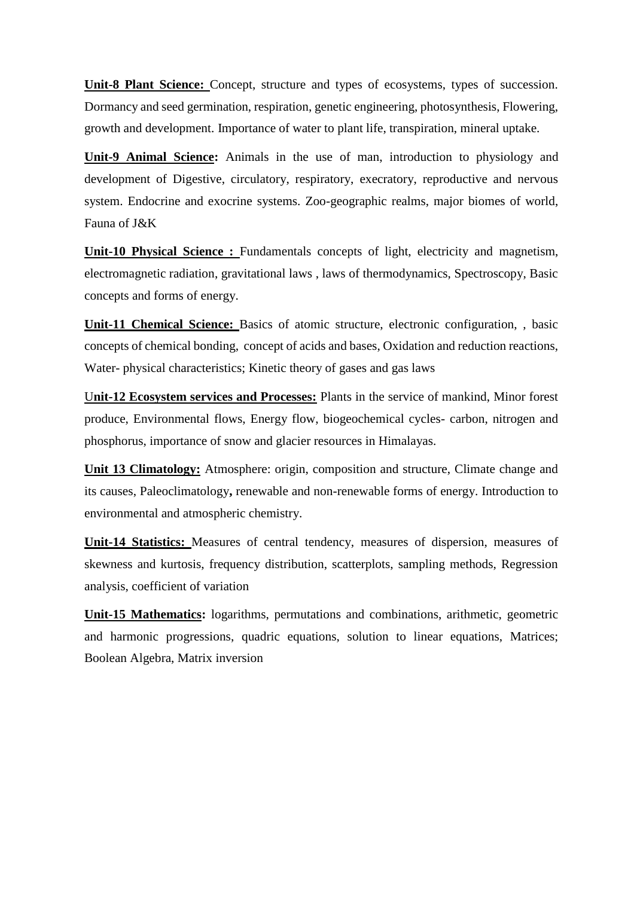**Unit-8 Plant Science:** Concept, structure and types of ecosystems, types of succession. Dormancy and seed germination, respiration, genetic engineering, photosynthesis, Flowering, growth and development. Importance of water to plant life, transpiration, mineral uptake.

**Unit-9 Animal Science:** Animals in the use of man, introduction to physiology and development of Digestive, circulatory, respiratory, execratory, reproductive and nervous system. Endocrine and exocrine systems. Zoo-geographic realms, major biomes of world, Fauna of J&K

**Unit-10 Physical Science :** Fundamentals concepts of light, electricity and magnetism, electromagnetic radiation, gravitational laws , laws of thermodynamics, Spectroscopy, Basic concepts and forms of energy.

**Unit-11 Chemical Science:** Basics of atomic structure, electronic configuration, , basic concepts of chemical bonding, concept of acids and bases, Oxidation and reduction reactions, Water- physical characteristics; Kinetic theory of gases and gas laws

**Unit-12 Ecosystem services and Processes:** Plants in the service of mankind, Minor forest produce, Environmental flows, Energy flow, biogeochemical cycles- carbon, nitrogen and phosphorus, importance of snow and glacier resources in Himalayas.

**Unit 13 Climatology:** Atmosphere: origin, composition and structure, Climate change and its causes, Paleoclimatology**,** renewable and non-renewable forms of energy. Introduction to environmental and atmospheric chemistry.

**Unit-14 Statistics:** Measures of central tendency, measures of dispersion, measures of skewness and kurtosis, frequency distribution, scatterplots, sampling methods, Regression analysis, coefficient of variation

**Unit-15 Mathematics:** logarithms, permutations and combinations, arithmetic, geometric and harmonic progressions, quadric equations, solution to linear equations, Matrices; Boolean Algebra, Matrix inversion